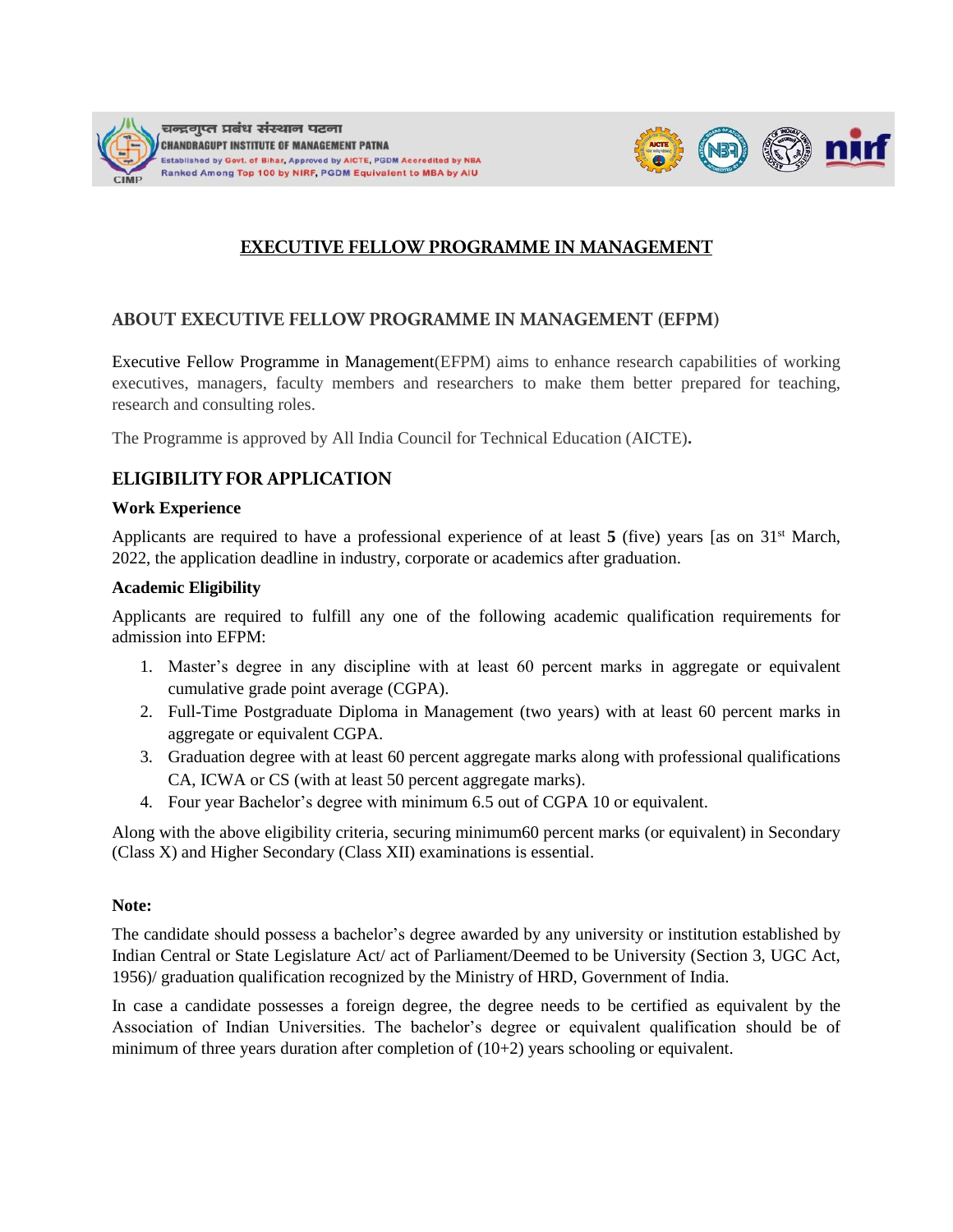चन्द्रगुप्त प्रबंध संस्थान पटना
CHANDRAGUPT INSTITUTE OF MANAGEMENT PATNA
Established by Govt. of Bihar, Approved by AICTE, PGDM Accredited by NBA
Ranked Among Top 100 by NIRF, PGDM Equivalent to MBA by AIU

# EXECUTIVE FELLOW PROGRAMME IN MANAGEMENT

## ABOUT EXECUTIVE FELLOW PROGRAMME IN MANAGEMENT (EFPM)

Executive Fellow Programme in Management(EFPM) aims to enhance research capabilities of working executives, managers, faculty members and researchers to make them better prepared for teaching, research and consulting roles.

The Programme is approved by All India Council for Technical Education (AICTE)**.**

## ELIGIBILITY FOR APPLICATION

### Work Experience

Applicants are required to have a professional experience of at least **5** (five) years [as on 31st March, 2022, the application deadline in industry, corporate or academics after graduation.

### Academic Eligibility

Applicants are required to fulfill any one of the following academic qualification requirements for admission into EFPM:

1. Master's degree in any discipline with at least 60 percent marks in aggregate or equivalent cumulative grade point average (CGPA).
2. Full-Time Postgraduate Diploma in Management (two years) with at least 60 percent marks in aggregate or equivalent CGPA.
3. Graduation degree with at least 60 percent aggregate marks along with professional qualifications CA, ICWA or CS (with at least 50 percent aggregate marks).
4. Four year Bachelor's degree with minimum 6.5 out of CGPA 10 or equivalent.

Along with the above eligibility criteria, securing minimum60 percent marks (or equivalent) in Secondary (Class X) and Higher Secondary (Class XII) examinations is essential.

**Note:**

The candidate should possess a bachelor's degree awarded by any university or institution established by Indian Central or State Legislature Act/ act of Parliament/Deemed to be University (Section 3, UGC Act, 1956)/ graduation qualification recognized by the Ministry of HRD, Government of India.

In case a candidate possesses a foreign degree, the degree needs to be certified as equivalent by the Association of Indian Universities. The bachelor's degree or equivalent qualification should be of minimum of three years duration after completion of (10+2) years schooling or equivalent.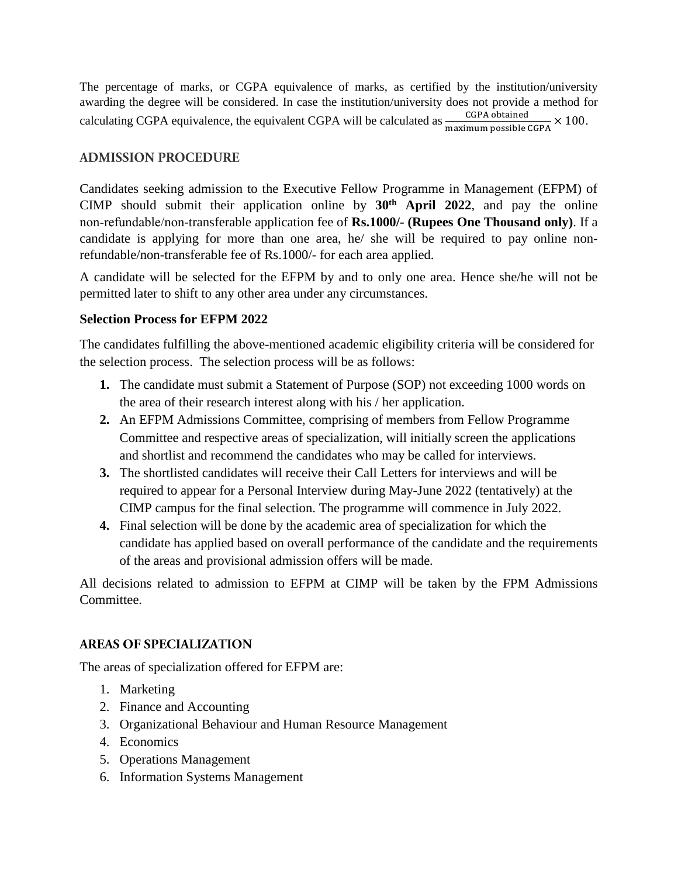The percentage of marks, or CGPA equivalence of marks, as certified by the institution/university awarding the degree will be considered. In case the institution/university does not provide a method for calculating CGPA equivalence, the equivalent CGPA will be calculated as $\frac{\text{CGPA obtained}}{\text{maximum possible CGPA}} \times 100$.

## ADMISSION PROCEDURE

Candidates seeking admission to the Executive Fellow Programme in Management (EFPM) of CIMP should submit their application online by **30th April 2022**, and pay the online non-refundable/non-transferable application fee of **Rs.1000/- (Rupees One Thousand only)**. If a candidate is applying for more than one area, he/ she will be required to pay online non-refundable/non-transferable fee of Rs.1000/- for each area applied.

A candidate will be selected for the EFPM by and to only one area. Hence she/he will not be permitted later to shift to any other area under any circumstances.

### Selection Process for EFPM 2022

The candidates fulfilling the above-mentioned academic eligibility criteria will be considered for the selection process. The selection process will be as follows:

1. The candidate must submit a Statement of Purpose (SOP) not exceeding 1000 words on the area of their research interest along with his / her application.
2. An EFPM Admissions Committee, comprising of members from Fellow Programme Committee and respective areas of specialization, will initially screen the applications and shortlist and recommend the candidates who may be called for interviews.
3. The shortlisted candidates will receive their Call Letters for interviews and will be required to appear for a Personal Interview during May-June 2022 (tentatively) at the CIMP campus for the final selection. The programme will commence in July 2022.
4. Final selection will be done by the academic area of specialization for which the candidate has applied based on overall performance of the candidate and the requirements of the areas and provisional admission offers will be made.

All decisions related to admission to EFPM at CIMP will be taken by the FPM Admissions Committee.

## AREAS OF SPECIALIZATION

The areas of specialization offered for EFPM are:

1. Marketing
2. Finance and Accounting
3. Organizational Behaviour and Human Resource Management
4. Economics
5. Operations Management
6. Information Systems Management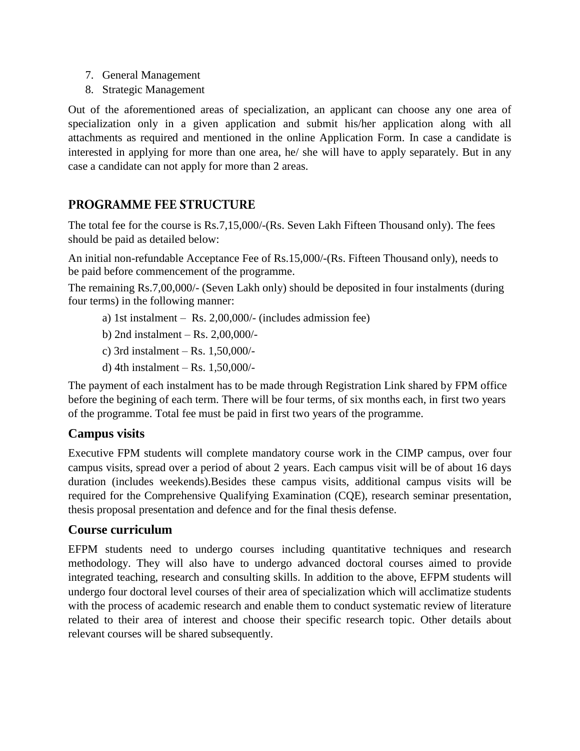7. General Management
8. Strategic Management

Out of the aforementioned areas of specialization, an applicant can choose any one area of specialization only in a given application and submit his/her application along with all attachments as required and mentioned in the online Application Form. In case a candidate is interested in applying for more than one area, he/ she will have to apply separately. But in any case a candidate can not apply for more than 2 areas.

## PROGRAMME FEE STRUCTURE

The total fee for the course is Rs.7,15,000/-(Rs. Seven Lakh Fifteen Thousand only). The fees should be paid as detailed below:

An initial non-refundable Acceptance Fee of Rs.15,000/-(Rs. Fifteen Thousand only), needs to be paid before commencement of the programme.

The remaining Rs.7,00,000/- (Seven Lakh only) should be deposited in four instalments (during four terms) in the following manner:

a) 1st instalment – Rs. 2,00,000/- (includes admission fee)

b) 2nd instalment – Rs. 2,00,000/-

c) 3rd instalment – Rs. 1,50,000/-

d) 4th instalment – Rs. 1,50,000/-

The payment of each instalment has to be made through Registration Link shared by FPM office before the begining of each term. There will be four terms, of six months each, in first two years of the programme. Total fee must be paid in first two years of the programme.

## Campus visits

Executive FPM students will complete mandatory course work in the CIMP campus, over four campus visits, spread over a period of about 2 years. Each campus visit will be of about 16 days duration (includes weekends).Besides these campus visits, additional campus visits will be required for the Comprehensive Qualifying Examination (CQE), research seminar presentation, thesis proposal presentation and defence and for the final thesis defense.

## Course curriculum

EFPM students need to undergo courses including quantitative techniques and research methodology. They will also have to undergo advanced doctoral courses aimed to provide integrated teaching, research and consulting skills. In addition to the above, EFPM students will undergo four doctoral level courses of their area of specialization which will acclimatize students with the process of academic research and enable them to conduct systematic review of literature related to their area of interest and choose their specific research topic. Other details about relevant courses will be shared subsequently.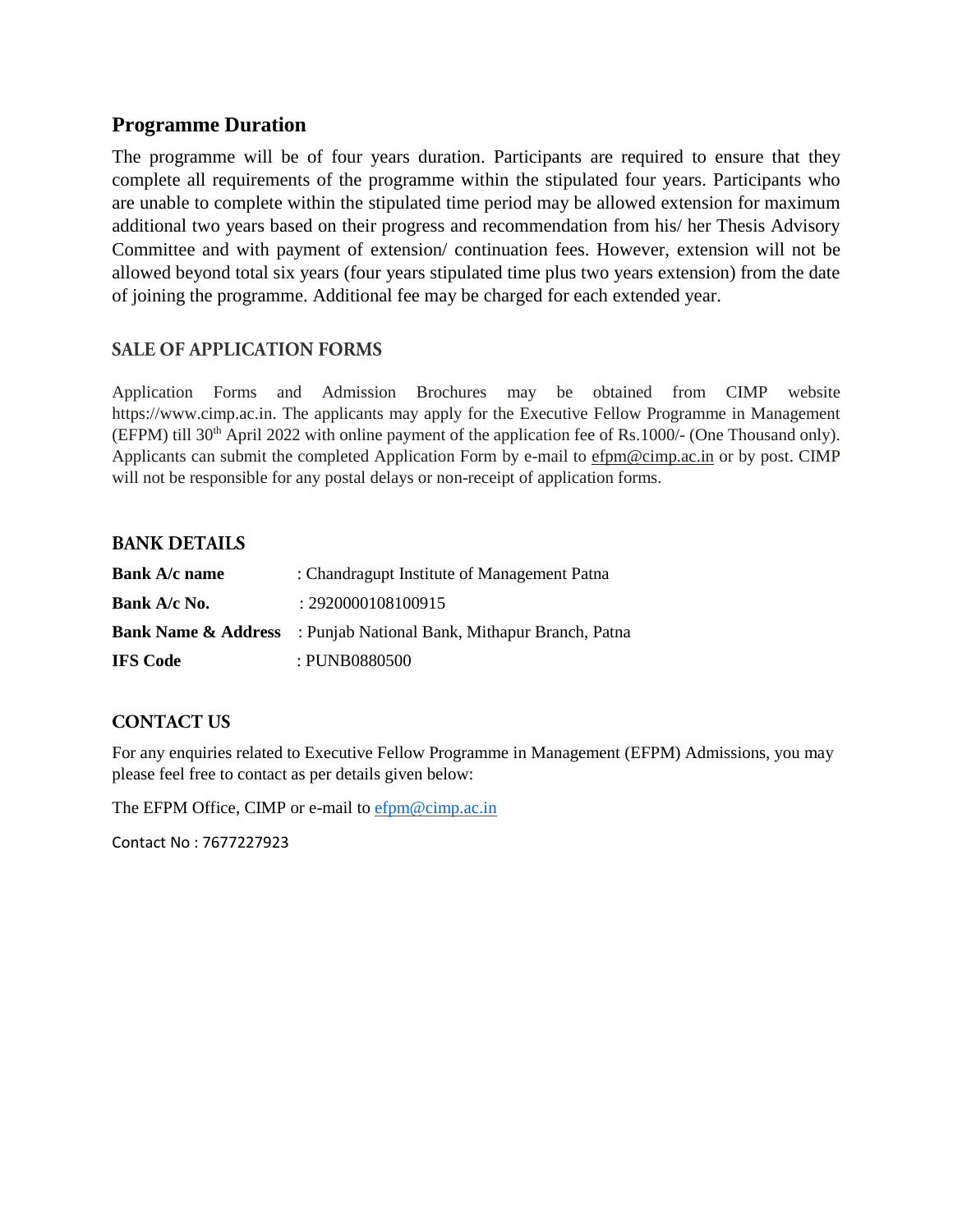## Programme Duration

The programme will be of four years duration. Participants are required to ensure that they complete all requirements of the programme within the stipulated four years. Participants who are unable to complete within the stipulated time period may be allowed extension for maximum additional two years based on their progress and recommendation from his/ her Thesis Advisory Committee and with payment of extension/ continuation fees. However, extension will not be allowed beyond total six years (four years stipulated time plus two years extension) from the date of joining the programme. Additional fee may be charged for each extended year.

### SALE OF APPLICATION FORMS

Application Forms and Admission Brochures may be obtained from CIMP website https://www.cimp.ac.in. The applicants may apply for the Executive Fellow Programme in Management (EFPM) till 30th April 2022 with online payment of the application fee of Rs.1000/- (One Thousand only). Applicants can submit the completed Application Form by e-mail to efpm@cimp.ac.in or by post. CIMP will not be responsible for any postal delays or non-receipt of application forms.

### BANK DETAILS

| | |
|---|---|
| **Bank A/c name** | : Chandragupt Institute of Management Patna |
| **Bank A/c No.** | : 2920000108100915 |
| **Bank Name & Address** | : Punjab National Bank, Mithapur Branch, Patna |
| **IFS Code** | : PUNB0880500 |

### CONTACT US

For any enquiries related to Executive Fellow Programme in Management (EFPM) Admissions, you may please feel free to contact as per details given below:

The EFPM Office, CIMP or e-mail to efpm@cimp.ac.in

Contact No : 7677227923